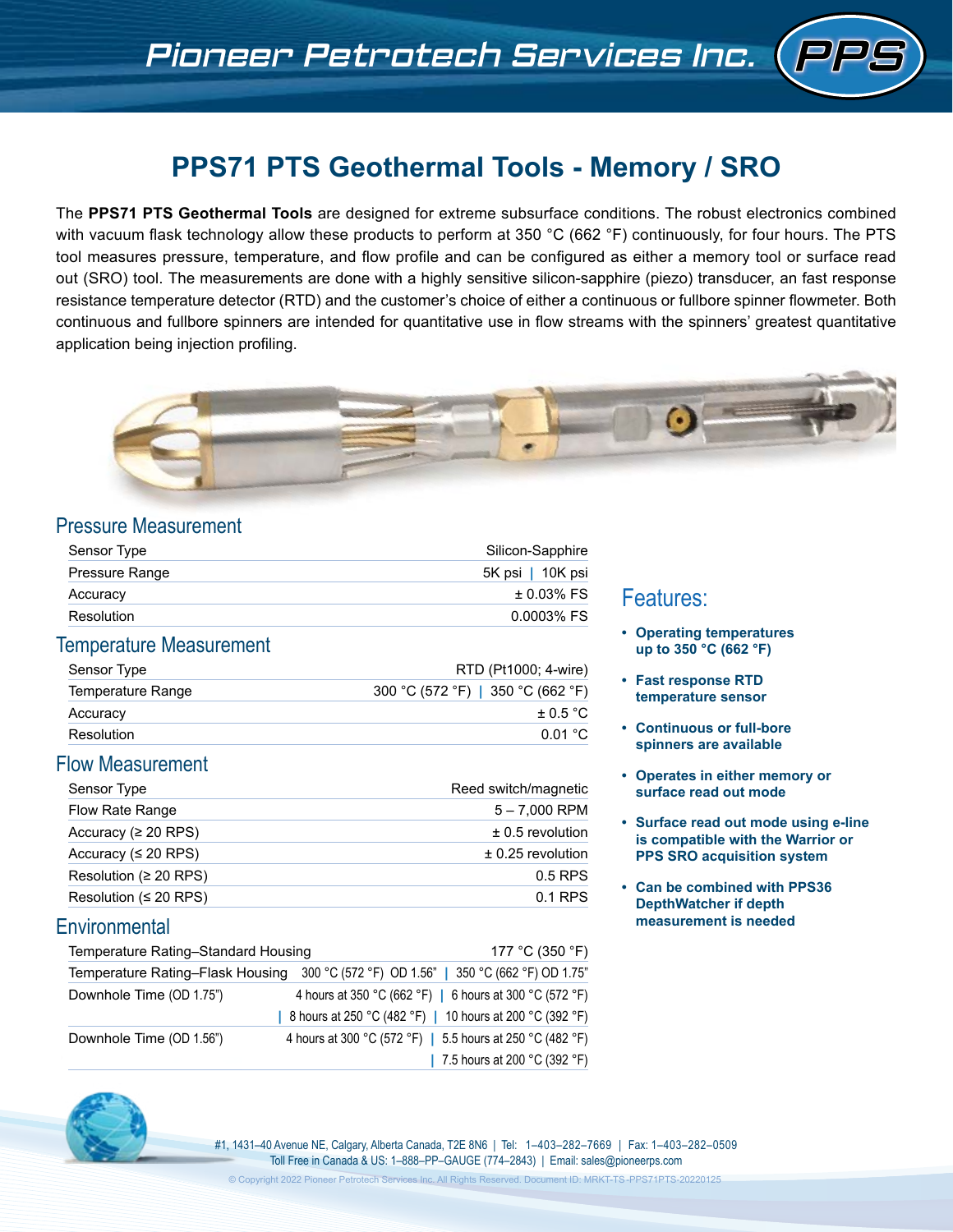# PPS71 PTS Geothermal Tools - Memory / SRO

The **PPS71 PTS Geothermal Tools** are designed for extreme subsurface conditions. The robust electronics combined with vacuum flask technology allow these products to perform at 350 °C (662 °F) continuously, for four hours. The PTS tool measures pressure, temperature, and flow profile and can be configured as either a memory tool or surface read out (SRO) tool. The measurements are done with a highly sensitive silicon-sapphire (piezo) transducer, an fast response resistance temperature detector (RTD) and the customer's choice of either a continuous or fullbore spinner flowmeter. Both continuous and fullbore spinners are intended for quantitative use in flow streams with the spinners' greatest quantitative application being injection profiling.

## Pressure Measurement

| | |
|---|---|
| Sensor Type | Silicon-Sapphire |
| Pressure Range | 5K psi \| 10K psi |
| Accuracy | ± 0.03% FS |
| Resolution | 0.0003% FS |

## Temperature Measurement

| | |
|---|---|
| Sensor Type | RTD (Pt1000; 4-wire) |
| Temperature Range | 300 °C (572 °F) \| 350 °C (662 °F) |
| Accuracy | ± 0.5 °C |
| Resolution | 0.01 °C |

## Flow Measurement

| | |
|---|---|
| Sensor Type | Reed switch/magnetic |
| Flow Rate Range | 5 – 7,000 RPM |
| Accuracy (≥ 20 RPS) | ± 0.5 revolution |
| Accuracy (≤ 20 RPS) | ± 0.25 revolution |
| Resolution (≥ 20 RPS) | 0.5 RPS |
| Resolution (≤ 20 RPS) | 0.1 RPS |

## Environmental

| | |
|---|---|
| Temperature Rating–Standard Housing | 177 °C (350 °F) |
| Temperature Rating–Flask Housing | 300 °C (572 °F) OD 1.56" \| 350 °C (662 °F) OD 1.75" |
| Downhole Time (OD 1.75") | 4 hours at 350 °C (662 °F) \| 6 hours at 300 °C (572 °F) \| 8 hours at 250 °C (482 °F) \| 10 hours at 200 °C (392 °F) |
| Downhole Time (OD 1.56") | 4 hours at 300 °C (572 °F) \| 5.5 hours at 250 °C (482 °F) \| 7.5 hours at 200 °C (392 °F) |

## Features:

- **Operating temperatures up to 350 °C (662 °F)**
- **Fast response RTD temperature sensor**
- **Continuous or full-bore spinners are available**
- **Operates in either memory or surface read out mode**
- **Surface read out mode using e-line is compatible with the Warrior or PPS SRO acquisition system**
- **Can be combined with PPS36 DepthWatcher if depth measurement is needed**

#1, 1431–40 Avenue NE, Calgary, Alberta Canada, T2E 8N6 | Tel: 1–403–282–7669 | Fax: 1–403–282–0509
Toll Free in Canada & US: 1–888–PP–GAUGE (774–2843) | Email: sales@pioneerps.com

© Copyright 2022 Pioneer Petrotech Services Inc. All Rights Reserved. Document ID: MRKT-TS-PPS71PTS-20220125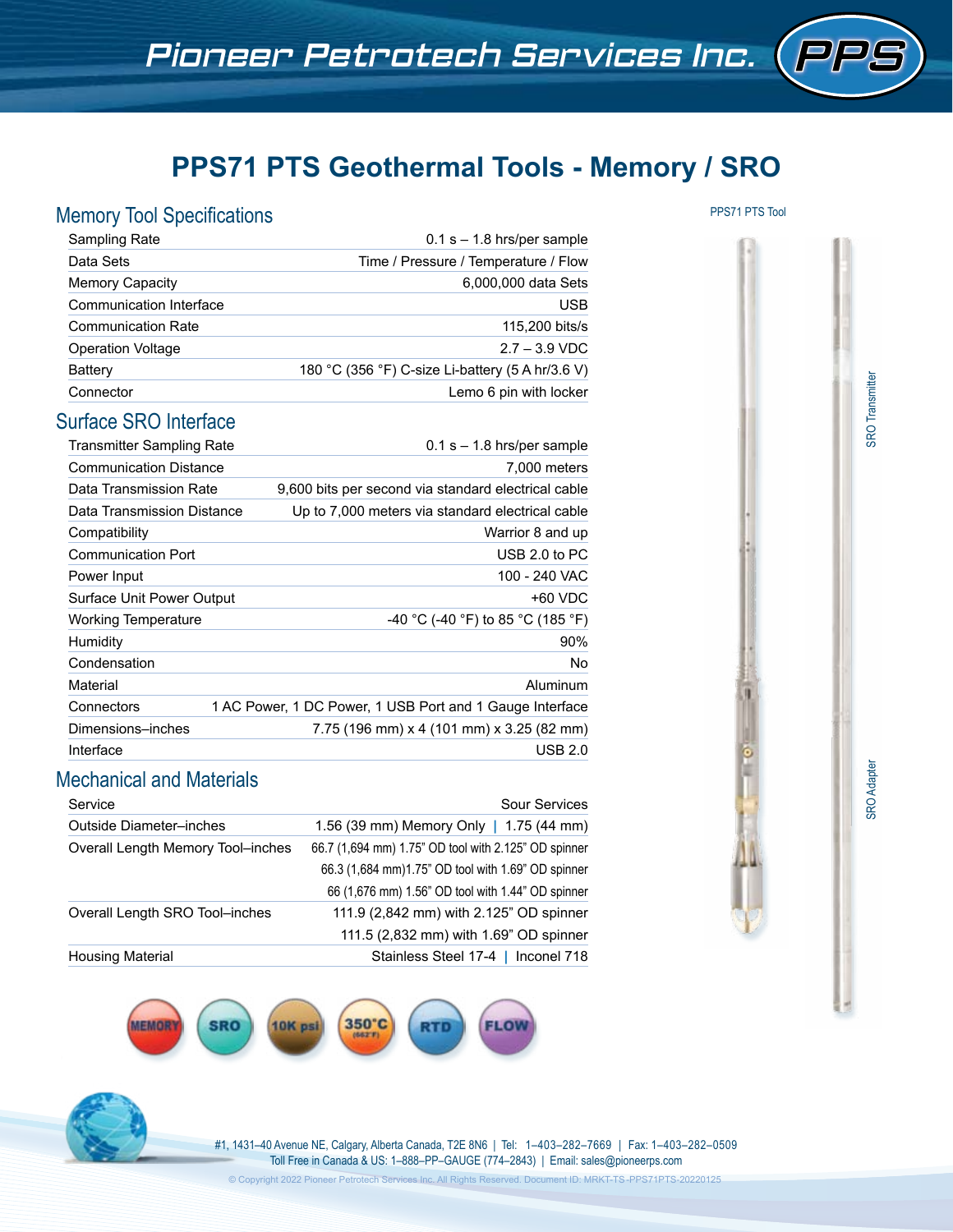# PPS71 PTS Geothermal Tools - Memory / SRO

## Memory Tool Specifications

| | |
|---|---|
| Sampling Rate | 0.1 s – 1.8 hrs/per sample |
| Data Sets | Time / Pressure / Temperature / Flow |
| Memory Capacity | 6,000,000 data Sets |
| Communication Interface | USB |
| Communication Rate | 115,200 bits/s |
| Operation Voltage | 2.7 – 3.9 VDC |
| Battery | 180 °C (356 °F) C-size Li-battery (5 A hr/3.6 V) |
| Connector | Lemo 6 pin with locker |

## Surface SRO Interface

| | |
|---|---|
| Transmitter Sampling Rate | 0.1 s – 1.8 hrs/per sample |
| Communication Distance | 7,000 meters |
| Data Transmission Rate | 9,600 bits per second via standard electrical cable |
| Data Transmission Distance | Up to 7,000 meters via standard electrical cable |
| Compatibility | Warrior 8 and up |
| Communication Port | USB 2.0 to PC |
| Power Input | 100 - 240 VAC |
| Surface Unit Power Output | +60 VDC |
| Working Temperature | -40 °C (-40 °F) to 85 °C (185 °F) |
| Humidity | 90% |
| Condensation | No |
| Material | Aluminum |
| Connectors | 1 AC Power, 1 DC Power, 1 USB Port and 1 Gauge Interface |
| Dimensions–inches | 7.75 (196 mm) x 4 (101 mm) x 3.25 (82 mm) |
| Interface | USB 2.0 |

## Mechanical and Materials

| | |
|---|---|
| Service | Sour Services |
| Outside Diameter–inches | 1.56 (39 mm) Memory Only \| 1.75 (44 mm) |
| Overall Length Memory Tool–inches | 66.7 (1,694 mm) 1.75" OD tool with 2.125" OD spinner |
| | 66.3 (1,684 mm)1.75" OD tool with 1.69" OD spinner |
| | 66 (1,676 mm) 1.56" OD tool with 1.44" OD spinner |
| Overall Length SRO Tool–inches | 111.9 (2,842 mm) with 2.125" OD spinner |
| | 111.5 (2,832 mm) with 1.69" OD spinner |
| Housing Material | Stainless Steel 17-4 \| Inconel 718 |

PPS71 PTS Tool

SRO Transmitter

SRO Adapter

MEMORY SRO 10K psi 350°C (662°F) RTD FLOW

#1, 1431–40 Avenue NE, Calgary, Alberta Canada, T2E 8N6 | Tel: 1–403–282–7669 | Fax: 1–403–282–0509
Toll Free in Canada & US: 1–888–PP–GAUGE (774–2843) | Email: sales@pioneerps.com

© Copyright 2022 Pioneer Petrotech Services Inc. All Rights Reserved. Document ID: MRKT-TS-PPS71PTS-20220125